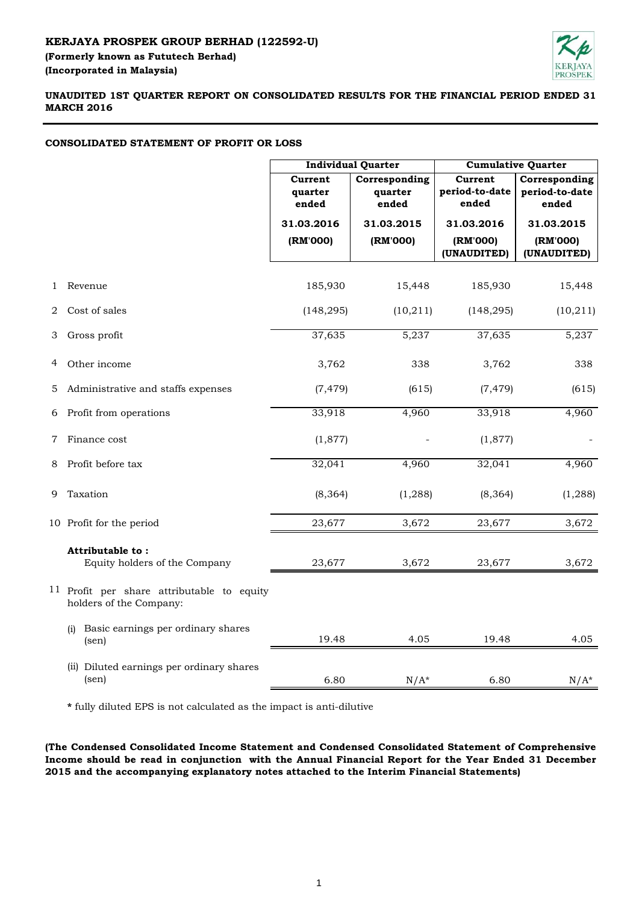**KERJAYA PROSPEK GROUP BERHAD (122592-U)**
**(Formerly known as Fututech Berhad)**
**(Incorporated in Malaysia)**

**UNAUDITED 1ST QUARTER REPORT ON CONSOLIDATED RESULTS FOR THE FINANCIAL PERIOD ENDED 31 MARCH 2016**

**CONSOLIDATED STATEMENT OF PROFIT OR LOSS**

| | | Individual Quarter | | Cumulative Quarter | |
|---|---|---|---|---|---|
| | | Current quarter ended | Corresponding quarter ended | Current period-to-date ended | Corresponding period-to-date ended |
| | | 31.03.2016 | 31.03.2015 | 31.03.2016 | 31.03.2015 |
| | | (RM'000) | (RM'000) | (RM'000) (UNAUDITED) | (RM'000) (UNAUDITED) |
| 1 | Revenue | 185,930 | 15,448 | 185,930 | 15,448 |
| 2 | Cost of sales | (148,295) | (10,211) | (148,295) | (10,211) |
| 3 | Gross profit | 37,635 | 5,237 | 37,635 | 5,237 |
| 4 | Other income | 3,762 | 338 | 3,762 | 338 |
| 5 | Administrative and staffs expenses | (7,479) | (615) | (7,479) | (615) |
| 6 | Profit from operations | 33,918 | 4,960 | 33,918 | 4,960 |
| 7 | Finance cost | (1,877) | - | (1,877) | - |
| 8 | Profit before tax | 32,041 | 4,960 | 32,041 | 4,960 |
| 9 | Taxation | (8,364) | (1,288) | (8,364) | (1,288) |
| 10 | Profit for the period | 23,677 | 3,672 | 23,677 | 3,672 |
| | **Attributable to :** | | | | |
| | Equity holders of the Company | 23,677 | 3,672 | 23,677 | 3,672 |
| 11 | Profit per share attributable to equity holders of the Company: | | | | |
| | (i) Basic earnings per ordinary shares (sen) | 19.48 | 4.05 | 19.48 | 4.05 |
| | (ii) Diluted earnings per ordinary shares (sen) | 6.80 | N/A* | 6.80 | N/A* |

\* fully diluted EPS is not calculated as the impact is anti-dilutive

**(The Condensed Consolidated Income Statement and Condensed Consolidated Statement of Comprehensive Income should be read in conjunction with the Annual Financial Report for the Year Ended 31 December 2015 and the accompanying explanatory notes attached to the Interim Financial Statements)**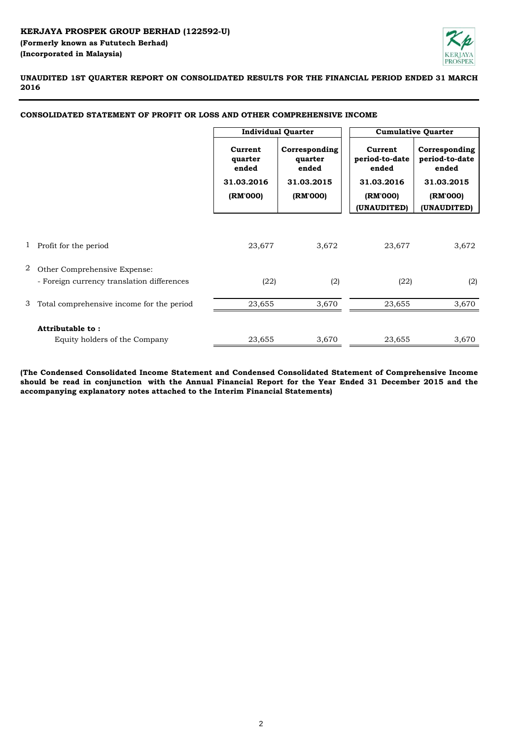**KERJAYA PROSPEK GROUP BERHAD (122592-U)**
**(Formerly known as Fututech Berhad)**
**(Incorporated in Malaysia)**

**UNAUDITED 1ST QUARTER REPORT ON CONSOLIDATED RESULTS FOR THE FINANCIAL PERIOD ENDED 31 MARCH 2016**

**CONSOLIDATED STATEMENT OF PROFIT OR LOSS AND OTHER COMPREHENSIVE INCOME**

| | | Individual Quarter | | Cumulative Quarter | |
|---|---|---|---|---|---|
| | | Current quarter ended | Corresponding quarter ended | Current period-to-date ended | Corresponding period-to-date ended |
| | | 31.03.2016 | 31.03.2015 | 31.03.2016 | 31.03.2015 |
| | | (RM'000) | (RM'000) | (RM'000) (UNAUDITED) | (RM'000) (UNAUDITED) |
| 1 | Profit for the period | 23,677 | 3,672 | 23,677 | 3,672 |
| 2 | Other Comprehensive Expense: | | | | |
| | - Foreign currency translation differences | (22) | (2) | (22) | (2) |
| 3 | Total comprehensive income for the period | 23,655 | 3,670 | 23,655 | 3,670 |
| | **Attributable to :** | | | | |
| | Equity holders of the Company | 23,655 | 3,670 | 23,655 | 3,670 |

**(The Condensed Consolidated Income Statement and Condensed Consolidated Statement of Comprehensive Income should be read in conjunction with the Annual Financial Report for the Year Ended 31 December 2015 and the accompanying explanatory notes attached to the Interim Financial Statements)**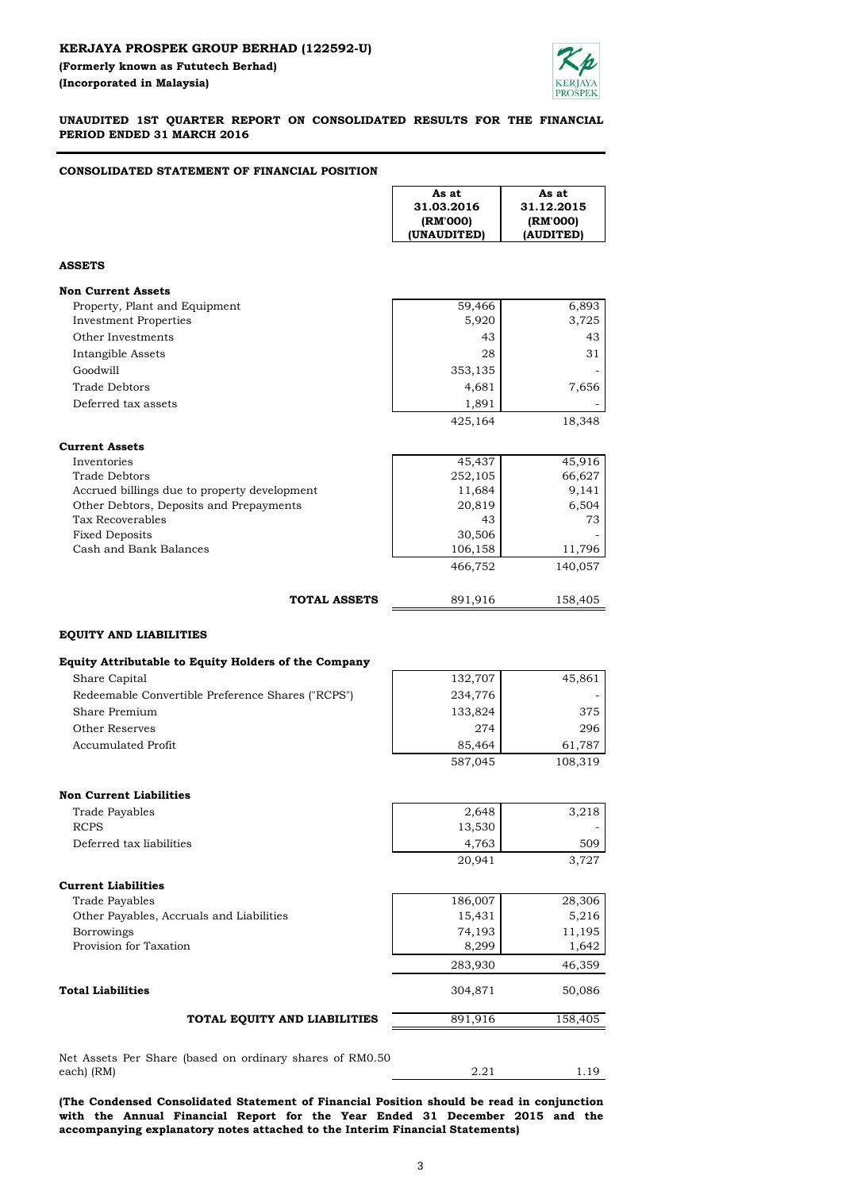**KERJAYA PROSPEK GROUP BERHAD (122592-U)**
**(Formerly known as Fututech Berhad)**
**(Incorporated in Malaysia)**

**UNAUDITED 1ST QUARTER REPORT ON CONSOLIDATED RESULTS FOR THE FINANCIAL PERIOD ENDED 31 MARCH 2016**

## CONSOLIDATED STATEMENT OF FINANCIAL POSITION

| | As at 31.03.2016 (RM'000) (UNAUDITED) | As at 31.12.2015 (RM'000) (AUDITED) |
|---|---|---|
| **ASSETS** | | |
| **Non Current Assets** | | |
| Property, Plant and Equipment | 59,466 | 6,893 |
| Investment Properties | 5,920 | 3,725 |
| Other Investments | 43 | 43 |
| Intangible Assets | 28 | 31 |
| Goodwill | 353,135 | - |
| Trade Debtors | 4,681 | 7,656 |
| Deferred tax assets | 1,891 | - |
| | 425,164 | 18,348 |
| **Current Assets** | | |
| Inventories | 45,437 | 45,916 |
| Trade Debtors | 252,105 | 66,627 |
| Accrued billings due to property development | 11,684 | 9,141 |
| Other Debtors, Deposits and Prepayments | 20,819 | 6,504 |
| Tax Recoverables | 43 | 73 |
| Fixed Deposits | 30,506 | - |
| Cash and Bank Balances | 106,158 | 11,796 |
| | 466,752 | 140,057 |
| **TOTAL ASSETS** | 891,916 | 158,405 |
| **EQUITY AND LIABILITIES** | | |
| **Equity Attributable to Equity Holders of the Company** | | |
| Share Capital | 132,707 | 45,861 |
| Redeemable Convertible Preference Shares ("RCPS") | 234,776 | - |
| Share Premium | 133,824 | 375 |
| Other Reserves | 274 | 296 |
| Accumulated Profit | 85,464 | 61,787 |
| | 587,045 | 108,319 |
| **Non Current Liabilities** | | |
| Trade Payables | 2,648 | 3,218 |
| RCPS | 13,530 | - |
| Deferred tax liabilities | 4,763 | 509 |
| | 20,941 | 3,727 |
| **Current Liabilities** | | |
| Trade Payables | 186,007 | 28,306 |
| Other Payables, Accruals and Liabilities | 15,431 | 5,216 |
| Borrowings | 74,193 | 11,195 |
| Provision for Taxation | 8,299 | 1,642 |
| | 283,930 | 46,359 |
| **Total Liabilities** | 304,871 | 50,086 |
| **TOTAL EQUITY AND LIABILITIES** | 891,916 | 158,405 |
| Net Assets Per Share (based on ordinary shares of RM0.50 each) (RM) | 2.21 | 1.19 |

**(The Condensed Consolidated Statement of Financial Position should be read in conjunction with the Annual Financial Report for the Year Ended 31 December 2015 and the accompanying explanatory notes attached to the Interim Financial Statements)**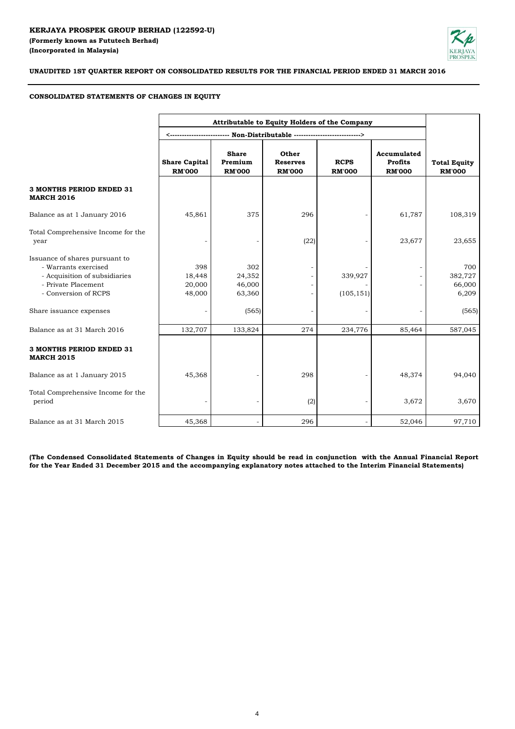**KERJAYA PROSPEK GROUP BERHAD (122592-U)**
**(Formerly known as Fututech Berhad)**
**(Incorporated in Malaysia)**

**UNAUDITED 1ST QUARTER REPORT ON CONSOLIDATED RESULTS FOR THE FINANCIAL PERIOD ENDED 31 MARCH 2016**

**CONSOLIDATED STATEMENTS OF CHANGES IN EQUITY**

| | Attributable to Equity Holders of the Company | | | | | |
|---|---|---|---|---|---|---|
| | <------------------------- Non-Distributable ---------------------------> | | | | | |
| | **Share Capital RM'000** | **Share Premium RM'000** | **Other Reserves RM'000** | **RCPS RM'000** | **Accumulated Profits RM'000** | **Total Equity RM'000** |
| **3 MONTHS PERIOD ENDED 31 MARCH 2016** | | | | | | |
| Balance as at 1 January 2016 | 45,861 | 375 | 296 | - | 61,787 | 108,319 |
| Total Comprehensive Income for the year | - | - | (22) | - | 23,677 | 23,655 |
| Issuance of shares pursuant to | | | | | | |
| - Warrants exercised | 398 | 302 | - | - | - | 700 |
| - Acquisition of subsidiaries | 18,448 | 24,352 | - | 339,927 | - | 382,727 |
| - Private Placement | 20,000 | 46,000 | - | - | - | 66,000 |
| - Conversion of RCPS | 48,000 | 63,360 | - | (105,151) | | 6,209 |
| Share issuance expenses | - | (565) | - | - | - | (565) |
| Balance as at 31 March 2016 | 132,707 | 133,824 | 274 | 234,776 | 85,464 | 587,045 |
| **3 MONTHS PERIOD ENDED 31 MARCH 2015** | | | | | | |
| Balance as at 1 January 2015 | 45,368 | - | 298 | - | 48,374 | 94,040 |
| Total Comprehensive Income for the period | - | - | (2) | - | 3,672 | 3,670 |
| Balance as at 31 March 2015 | 45,368 | - | 296 | - | 52,046 | 97,710 |

**(The Condensed Consolidated Statements of Changes in Equity should be read in conjunction with the Annual Financial Report for the Year Ended 31 December 2015 and the accompanying explanatory notes attached to the Interim Financial Statements)**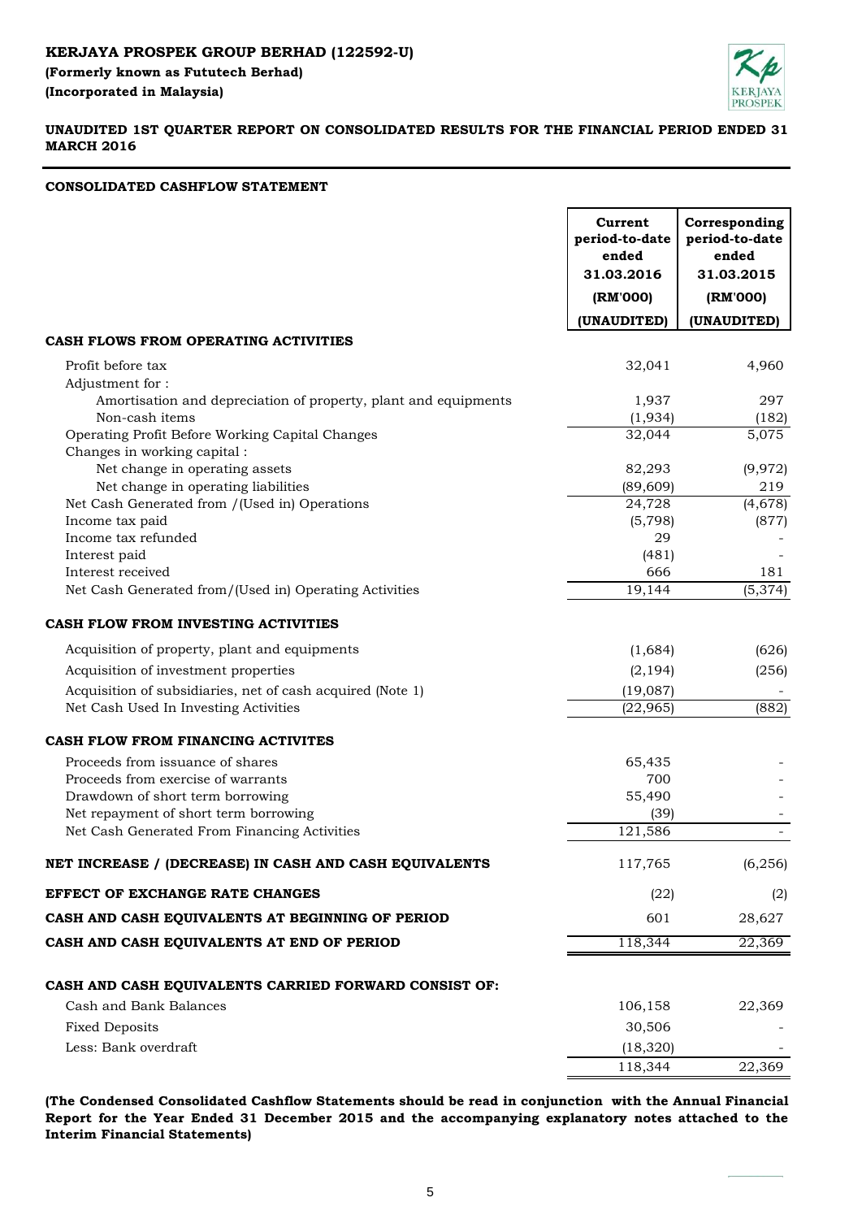**KERJAYA PROSPEK GROUP BERHAD (122592-U)**

**(Formerly known as Fututech Berhad)**

**(Incorporated in Malaysia)**

**UNAUDITED 1ST QUARTER REPORT ON CONSOLIDATED RESULTS FOR THE FINANCIAL PERIOD ENDED 31 MARCH 2016**

**CONSOLIDATED CASHFLOW STATEMENT**

| | Current period-to-date ended 31.03.2016 (RM'000) (UNAUDITED) | Corresponding period-to-date ended 31.03.2015 (RM'000) (UNAUDITED) |
|---|---|---|
| **CASH FLOWS FROM OPERATING ACTIVITIES** | | |
| Profit before tax | 32,041 | 4,960 |
| Adjustment for : | | |
| Amortisation and depreciation of property, plant and equipments | 1,937 | 297 |
| Non-cash items | (1,934) | (182) |
| Operating Profit Before Working Capital Changes | 32,044 | 5,075 |
| Changes in working capital : | | |
| Net change in operating assets | 82,293 | (9,972) |
| Net change in operating liabilities | (89,609) | 219 |
| Net Cash Generated from /(Used in) Operations | 24,728 | (4,678) |
| Income tax paid | (5,798) | (877) |
| Income tax refunded | 29 | - |
| Interest paid | (481) | - |
| Interest received | 666 | 181 |
| Net Cash Generated from/(Used in) Operating Activities | 19,144 | (5,374) |
| **CASH FLOW FROM INVESTING ACTIVITIES** | | |
| Acquisition of property, plant and equipments | (1,684) | (626) |
| Acquisition of investment properties | (2,194) | (256) |
| Acquisition of subsidiaries, net of cash acquired (Note 1) | (19,087) | - |
| Net Cash Used In Investing Activities | (22,965) | (882) |
| **CASH FLOW FROM FINANCING ACTIVITES** | | |
| Proceeds from issuance of shares | 65,435 | - |
| Proceeds from exercise of warrants | 700 | - |
| Drawdown of short term borrowing | 55,490 | - |
| Net repayment of short term borrowing | (39) | - |
| Net Cash Generated From Financing Activities | 121,586 | - |
| **NET INCREASE / (DECREASE) IN CASH AND CASH EQUIVALENTS** | 117,765 | (6,256) |
| **EFFECT OF EXCHANGE RATE CHANGES** | (22) | (2) |
| **CASH AND CASH EQUIVALENTS AT BEGINNING OF PERIOD** | 601 | 28,627 |
| **CASH AND CASH EQUIVALENTS AT END OF PERIOD** | 118,344 | 22,369 |
| **CASH AND CASH EQUIVALENTS CARRIED FORWARD CONSIST OF:** | | |
| Cash and Bank Balances | 106,158 | 22,369 |
| Fixed Deposits | 30,506 | - |
| Less: Bank overdraft | (18,320) | - |
| | 118,344 | 22,369 |

**(The Condensed Consolidated Cashflow Statements should be read in conjunction with the Annual Financial Report for the Year Ended 31 December 2015 and the accompanying explanatory notes attached to the Interim Financial Statements)**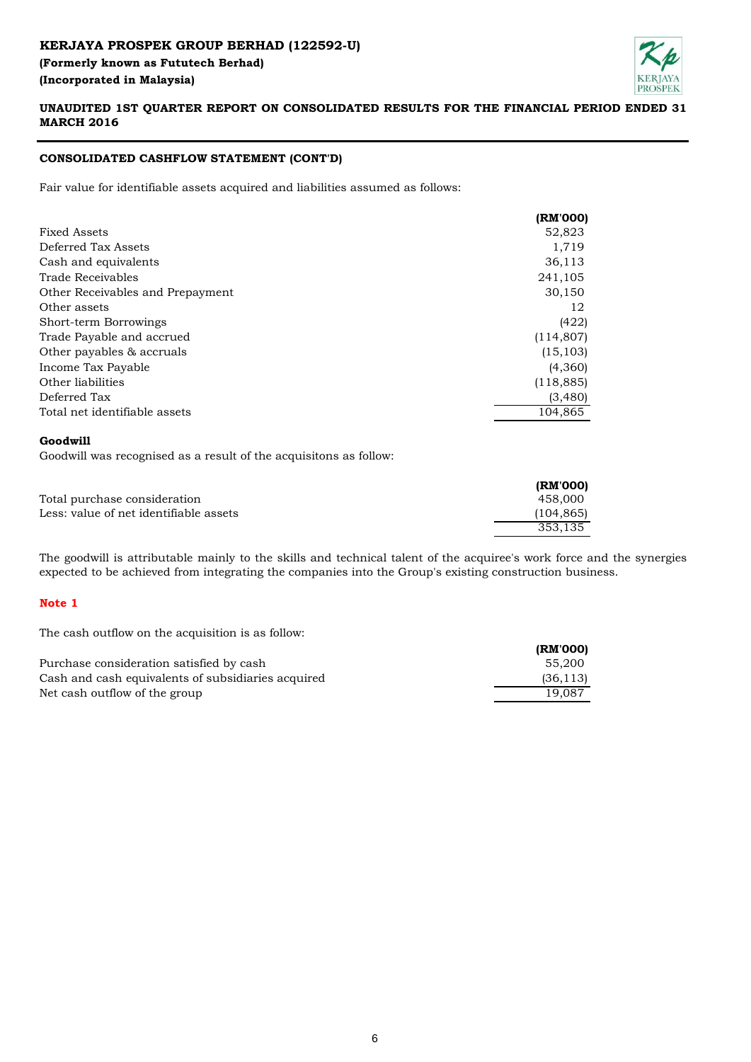**CONSOLIDATED CASHFLOW STATEMENT (CONT'D)**

Fair value for identifiable assets acquired and liabilities assumed as follows:

| | (RM'000) |
|---|---|
| Fixed Assets | 52,823 |
| Deferred Tax Assets | 1,719 |
| Cash and equivalents | 36,113 |
| Trade Receivables | 241,105 |
| Other Receivables and Prepayment | 30,150 |
| Other assets | 12 |
| Short-term Borrowings | (422) |
| Trade Payable and accrued | (114,807) |
| Other payables & accruals | (15,103) |
| Income Tax Payable | (4,360) |
| Other liabilities | (118,885) |
| Deferred Tax | (3,480) |
| Total net identifiable assets | 104,865 |

**Goodwill**

Goodwill was recognised as a result of the acquisitons as follow:

| | (RM'000) |
|---|---|
| Total purchase consideration | 458,000 |
| Less: value of net identifiable assets | (104,865) |
| | 353,135 |

The goodwill is attributable mainly to the skills and technical talent of the acquiree's work force and the synergies expected to be achieved from integrating the companies into the Group's existing construction business.

**Note 1**

The cash outflow on the acquisition is as follow:

| | (RM'000) |
|---|---|
| Purchase consideration satisfied by cash | 55,200 |
| Cash and cash equivalents of subsidiaries acquired | (36,113) |
| Net cash outflow of the group | 19,087 |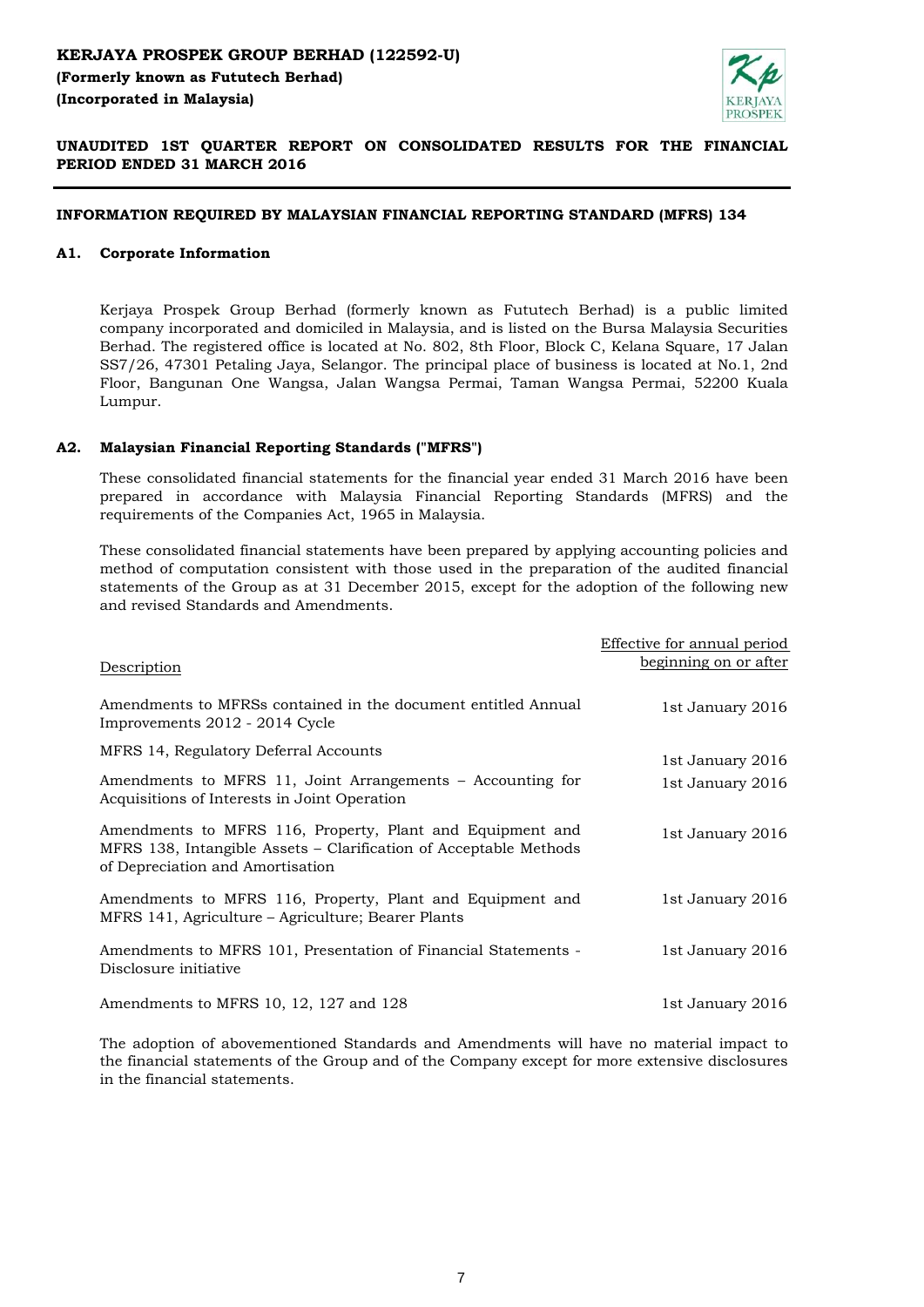**KERJAYA PROSPEK GROUP BERHAD (122592-U)**
**(Formerly known as Fututech Berhad)**
**(Incorporated in Malaysia)**

**UNAUDITED 1ST QUARTER REPORT ON CONSOLIDATED RESULTS FOR THE FINANCIAL PERIOD ENDED 31 MARCH 2016**

**INFORMATION REQUIRED BY MALAYSIAN FINANCIAL REPORTING STANDARD (MFRS) 134**

## A1. Corporate Information

Kerjaya Prospek Group Berhad (formerly known as Fututech Berhad) is a public limited company incorporated and domiciled in Malaysia, and is listed on the Bursa Malaysia Securities Berhad. The registered office is located at No. 802, 8th Floor, Block C, Kelana Square, 17 Jalan SS7/26, 47301 Petaling Jaya, Selangor. The principal place of business is located at No.1, 2nd Floor, Bangunan One Wangsa, Jalan Wangsa Permai, Taman Wangsa Permai, 52200 Kuala Lumpur.

## A2. Malaysian Financial Reporting Standards ("MFRS")

These consolidated financial statements for the financial year ended 31 March 2016 have been prepared in accordance with Malaysia Financial Reporting Standards (MFRS) and the requirements of the Companies Act, 1965 in Malaysia.

These consolidated financial statements have been prepared by applying accounting policies and method of computation consistent with those used in the preparation of the audited financial statements of the Group as at 31 December 2015, except for the adoption of the following new and revised Standards and Amendments.

| Description | Effective for annual period beginning on or after |
|---|---|
| Amendments to MFRSs contained in the document entitled Annual Improvements 2012 - 2014 Cycle | 1st January 2016 |
| MFRS 14, Regulatory Deferral Accounts | 1st January 2016 |
| Amendments to MFRS 11, Joint Arrangements – Accounting for Acquisitions of Interests in Joint Operation | 1st January 2016 |
| Amendments to MFRS 116, Property, Plant and Equipment and MFRS 138, Intangible Assets – Clarification of Acceptable Methods of Depreciation and Amortisation | 1st January 2016 |
| Amendments to MFRS 116, Property, Plant and Equipment and MFRS 141, Agriculture – Agriculture; Bearer Plants | 1st January 2016 |
| Amendments to MFRS 101, Presentation of Financial Statements - Disclosure initiative | 1st January 2016 |
| Amendments to MFRS 10, 12, 127 and 128 | 1st January 2016 |

The adoption of abovementioned Standards and Amendments will have no material impact to the financial statements of the Group and of the Company except for more extensive disclosures in the financial statements.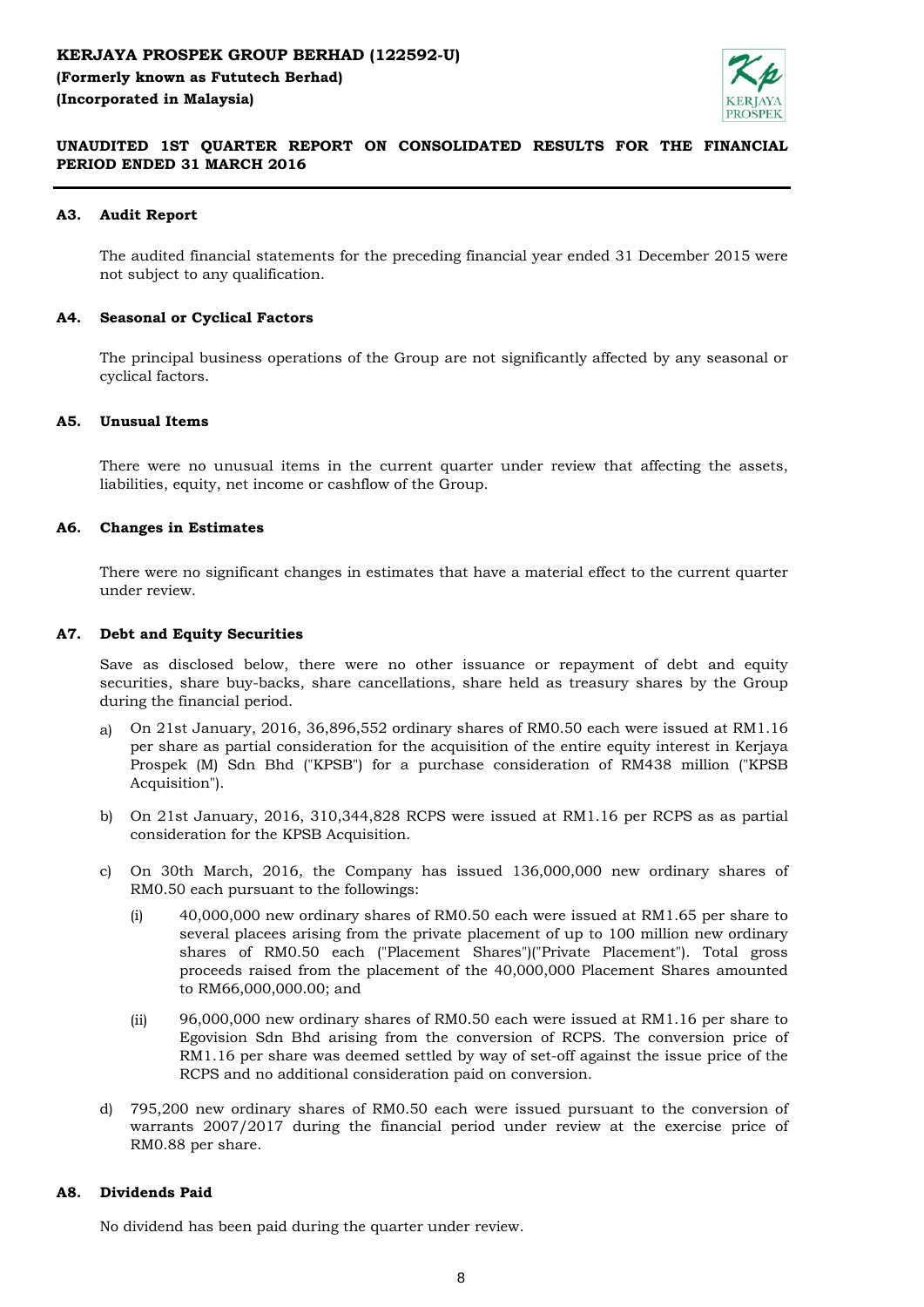### A3. Audit Report

The audited financial statements for the preceding financial year ended 31 December 2015 were not subject to any qualification.

### A4. Seasonal or Cyclical Factors

The principal business operations of the Group are not significantly affected by any seasonal or cyclical factors.

### A5. Unusual Items

There were no unusual items in the current quarter under review that affecting the assets, liabilities, equity, net income or cashflow of the Group.

### A6. Changes in Estimates

There were no significant changes in estimates that have a material effect to the current quarter under review.

### A7. Debt and Equity Securities

Save as disclosed below, there were no other issuance or repayment of debt and equity securities, share buy-backs, share cancellations, share held as treasury shares by the Group during the financial period.

a) On 21st January, 2016, 36,896,552 ordinary shares of RM0.50 each were issued at RM1.16 per share as partial consideration for the acquisition of the entire equity interest in Kerjaya Prospek (M) Sdn Bhd ("KPSB") for a purchase consideration of RM438 million ("KPSB Acquisition").

b) On 21st January, 2016, 310,344,828 RCPS were issued at RM1.16 per RCPS as as partial consideration for the KPSB Acquisition.

c) On 30th March, 2016, the Company has issued 136,000,000 new ordinary shares of RM0.50 each pursuant to the followings:

   (i) 40,000,000 new ordinary shares of RM0.50 each were issued at RM1.65 per share to several placees arising from the private placement of up to 100 million new ordinary shares of RM0.50 each ("Placement Shares")("Private Placement"). Total gross proceeds raised from the placement of the 40,000,000 Placement Shares amounted to RM66,000,000.00; and

   (ii) 96,000,000 new ordinary shares of RM0.50 each were issued at RM1.16 per share to Egovision Sdn Bhd arising from the conversion of RCPS. The conversion price of RM1.16 per share was deemed settled by way of set-off against the issue price of the RCPS and no additional consideration paid on conversion.

d) 795,200 new ordinary shares of RM0.50 each were issued pursuant to the conversion of warrants 2007/2017 during the financial period under review at the exercise price of RM0.88 per share.

### A8. Dividends Paid

No dividend has been paid during the quarter under review.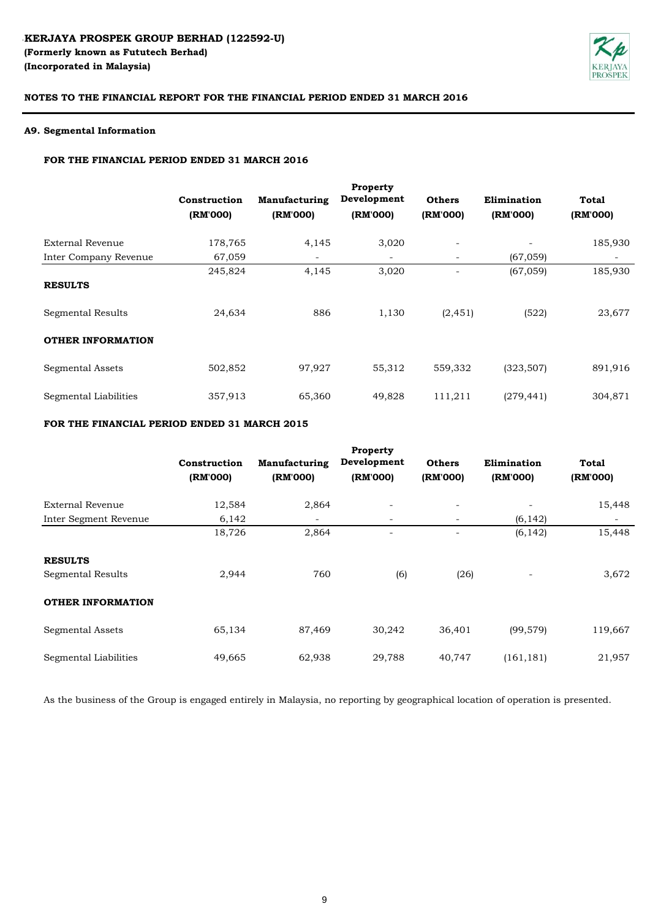**KERJAYA PROSPEK GROUP BERHAD (122592-U)**
**(Formerly known as Fututech Berhad)**
**(Incorporated in Malaysia)**

**NOTES TO THE FINANCIAL REPORT FOR THE FINANCIAL PERIOD ENDED 31 MARCH 2016**

### A9. Segmental Information

**FOR THE FINANCIAL PERIOD ENDED 31 MARCH 2016**

| | Construction (RM'000) | Manufacturing (RM'000) | Property Development (RM'000) | Others (RM'000) | Elimination (RM'000) | Total (RM'000) |
|---|---|---|---|---|---|---|
| External Revenue | 178,765 | 4,145 | 3,020 | - | - | 185,930 |
| Inter Company Revenue | 67,059 | - | - | - | (67,059) | - |
| | 245,824 | 4,145 | 3,020 | - | (67,059) | 185,930 |
| **RESULTS** | | | | | | |
| Segmental Results | 24,634 | 886 | 1,130 | (2,451) | (522) | 23,677 |
| **OTHER INFORMATION** | | | | | | |
| Segmental Assets | 502,852 | 97,927 | 55,312 | 559,332 | (323,507) | 891,916 |
| Segmental Liabilities | 357,913 | 65,360 | 49,828 | 111,211 | (279,441) | 304,871 |

**FOR THE FINANCIAL PERIOD ENDED 31 MARCH 2015**

| | Construction (RM'000) | Manufacturing (RM'000) | Property Development (RM'000) | Others (RM'000) | Elimination (RM'000) | Total (RM'000) |
|---|---|---|---|---|---|---|
| External Revenue | 12,584 | 2,864 | - | - | - | 15,448 |
| Inter Segment Revenue | 6,142 | - | - | - | (6,142) | - |
| | 18,726 | 2,864 | - | - | (6,142) | 15,448 |
| **RESULTS** | | | | | | |
| Segmental Results | 2,944 | 760 | (6) | (26) | - | 3,672 |
| **OTHER INFORMATION** | | | | | | |
| Segmental Assets | 65,134 | 87,469 | 30,242 | 36,401 | (99,579) | 119,667 |
| Segmental Liabilities | 49,665 | 62,938 | 29,788 | 40,747 | (161,181) | 21,957 |

As the business of the Group is engaged entirely in Malaysia, no reporting by geographical location of operation is presented.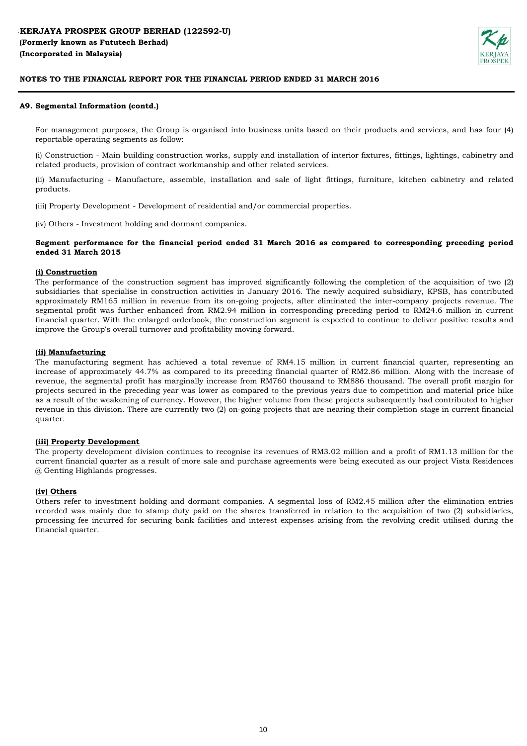### A9. Segmental Information (contd.)

For management purposes, the Group is organised into business units based on their products and services, and has four (4) reportable operating segments as follow:

(i) Construction - Main building construction works, supply and installation of interior fixtures, fittings, lightings, cabinetry and related products, provision of contract workmanship and other related services.

(ii) Manufacturing - Manufacture, assemble, installation and sale of light fittings, furniture, kitchen cabinetry and related products.

(iii) Property Development - Development of residential and/or commercial properties.

(iv) Others - Investment holding and dormant companies.

**Segment performance for the financial period ended 31 March 2016 as compared to corresponding preceding period ended 31 March 2015**

**(i) Construction**

The performance of the construction segment has improved significantly following the completion of the acquisition of two (2) subsidiaries that specialise in construction activities in January 2016. The newly acquired subsidiary, KPSB, has contributed approximately RM165 million in revenue from its on-going projects, after eliminated the inter-company projects revenue. The segmental profit was further enhanced from RM2.94 million in corresponding preceding period to RM24.6 million in current financial quarter. With the enlarged orderbook, the construction segment is expected to continue to deliver positive results and improve the Group's overall turnover and profitability moving forward.

**(ii) Manufacturing**

The manufacturing segment has achieved a total revenue of RM4.15 million in current financial quarter, representing an increase of approximately 44.7% as compared to its preceding financial quarter of RM2.86 million. Along with the increase of revenue, the segmental profit has marginally increase from RM760 thousand to RM886 thousand. The overall profit margin for projects secured in the preceding year was lower as compared to the previous years due to competition and material price hike as a result of the weakening of currency. However, the higher volume from these projects subsequently had contributed to higher revenue in this division. There are currently two (2) on-going projects that are nearing their completion stage in current financial quarter.

**(iii) Property Development**

The property development division continues to recognise its revenues of RM3.02 million and a profit of RM1.13 million for the current financial quarter as a result of more sale and purchase agreements were being executed as our project Vista Residences @ Genting Highlands progresses.

**(iv) Others**

Others refer to investment holding and dormant companies. A segmental loss of RM2.45 million after the elimination entries recorded was mainly due to stamp duty paid on the shares transferred in relation to the acquisition of two (2) subsidiaries, processing fee incurred for securing bank facilities and interest expenses arising from the revolving credit utilised during the financial quarter.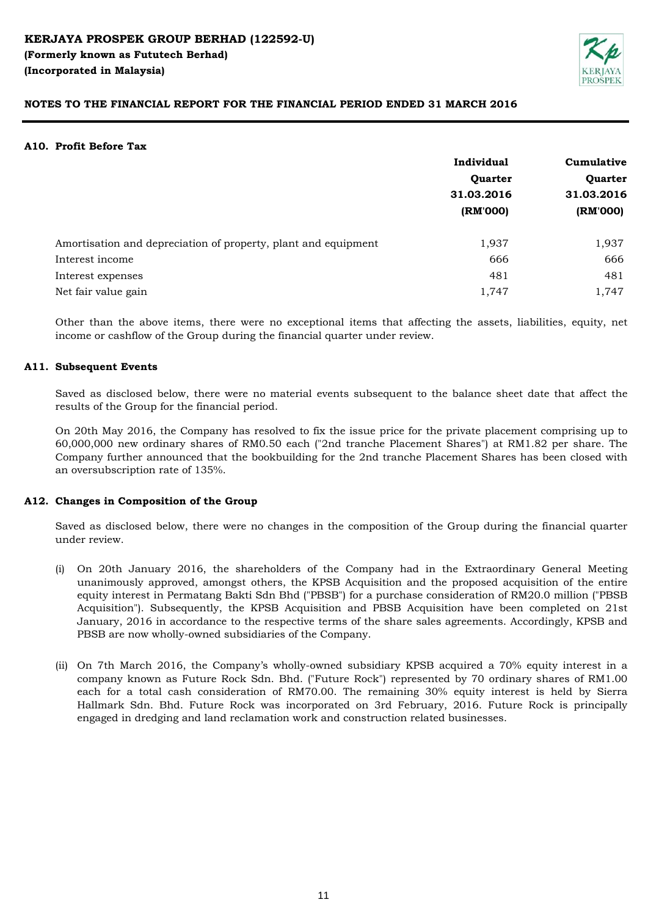## A10. Profit Before Tax

| | Individual Quarter 31.03.2016 (RM'000) | Cumulative Quarter 31.03.2016 (RM'000) |
|---|---|---|
| Amortisation and depreciation of property, plant and equipment | 1,937 | 1,937 |
| Interest income | 666 | 666 |
| Interest expenses | 481 | 481 |
| Net fair value gain | 1,747 | 1,747 |

Other than the above items, there were no exceptional items that affecting the assets, liabilities, equity, net income or cashflow of the Group during the financial quarter under review.

## A11. Subsequent Events

Saved as disclosed below, there were no material events subsequent to the balance sheet date that affect the results of the Group for the financial period.

On 20th May 2016, the Company has resolved to fix the issue price for the private placement comprising up to 60,000,000 new ordinary shares of RM0.50 each ("2nd tranche Placement Shares") at RM1.82 per share. The Company further announced that the bookbuilding for the 2nd tranche Placement Shares has been closed with an oversubscription rate of 135%.

## A12. Changes in Composition of the Group

Saved as disclosed below, there were no changes in the composition of the Group during the financial quarter under review.

(i) On 20th January 2016, the shareholders of the Company had in the Extraordinary General Meeting unanimously approved, amongst others, the KPSB Acquisition and the proposed acquisition of the entire equity interest in Permatang Bakti Sdn Bhd ("PBSB") for a purchase consideration of RM20.0 million ("PBSB Acquisition"). Subsequently, the KPSB Acquisition and PBSB Acquisition have been completed on 21st January, 2016 in accordance to the respective terms of the share sales agreements. Accordingly, KPSB and PBSB are now wholly-owned subsidiaries of the Company.

(ii) On 7th March 2016, the Company's wholly-owned subsidiary KPSB acquired a 70% equity interest in a company known as Future Rock Sdn. Bhd. ("Future Rock") represented by 70 ordinary shares of RM1.00 each for a total cash consideration of RM70.00. The remaining 30% equity interest is held by Sierra Hallmark Sdn. Bhd. Future Rock was incorporated on 3rd February, 2016. Future Rock is principally engaged in dredging and land reclamation work and construction related businesses.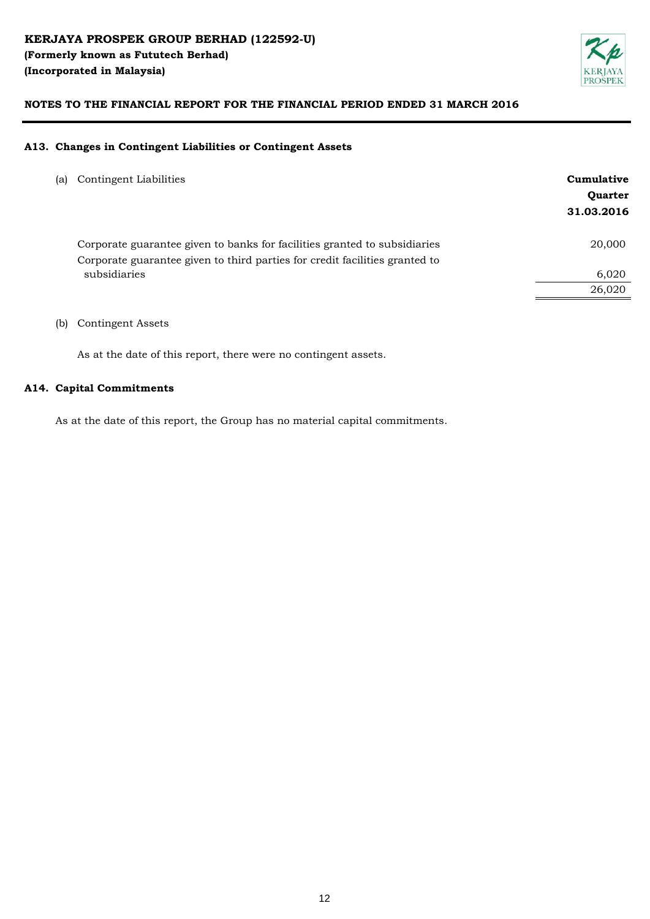**KERJAYA PROSPEK GROUP BERHAD (122592-U)**
**(Formerly known as Fututech Berhad)**
**(Incorporated in Malaysia)**

**NOTES TO THE FINANCIAL REPORT FOR THE FINANCIAL PERIOD ENDED 31 MARCH 2016**

## A13. Changes in Contingent Liabilities or Contingent Assets

(a) Contingent Liabilities

| | **Cumulative Quarter 31.03.2016** |
|---|---|
| Corporate guarantee given to banks for facilities granted to subsidiaries | 20,000 |
| Corporate guarantee given to third parties for credit facilities granted to subsidiaries | 6,020 |
| | 26,020 |

(b) Contingent Assets

As at the date of this report, there were no contingent assets.

## A14. Capital Commitments

As at the date of this report, the Group has no material capital commitments.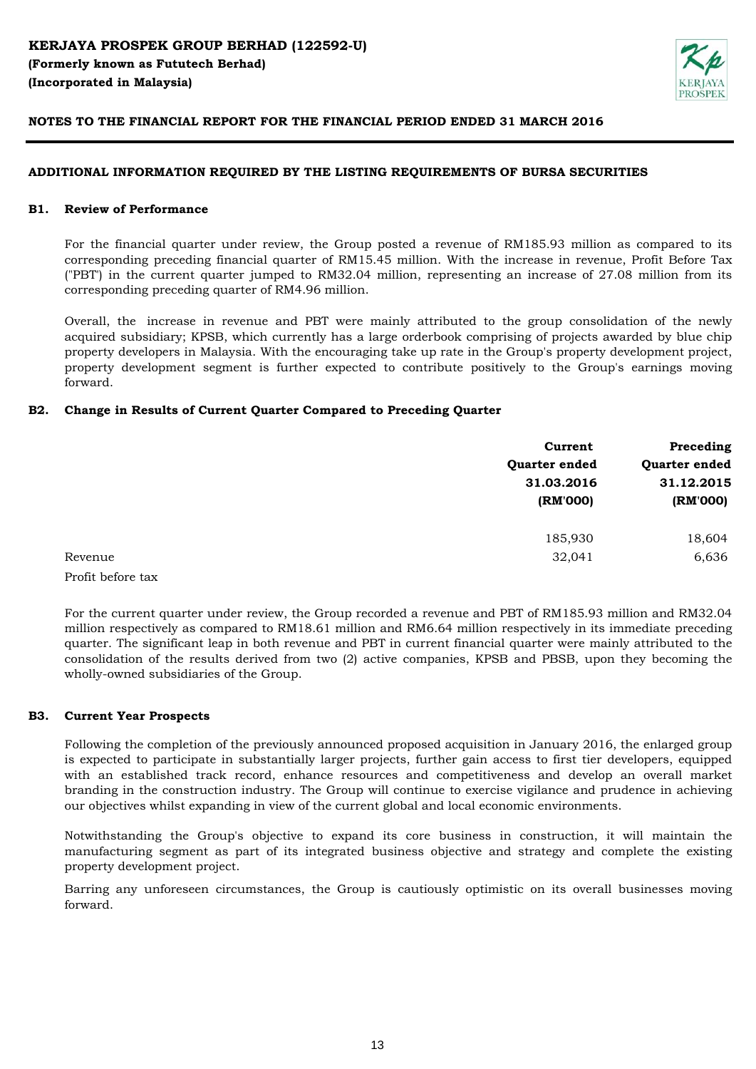**KERJAYA PROSPEK GROUP BERHAD (122592-U)**
**(Formerly known as Fututech Berhad)**
**(Incorporated in Malaysia)**

**NOTES TO THE FINANCIAL REPORT FOR THE FINANCIAL PERIOD ENDED 31 MARCH 2016**

**ADDITIONAL INFORMATION REQUIRED BY THE LISTING REQUIREMENTS OF BURSA SECURITIES**

**B1. Review of Performance**

For the financial quarter under review, the Group posted a revenue of RM185.93 million as compared to its corresponding preceding financial quarter of RM15.45 million. With the increase in revenue, Profit Before Tax ("PBT") in the current quarter jumped to RM32.04 million, representing an increase of 27.08 million from its corresponding preceding quarter of RM4.96 million.

Overall, the increase in revenue and PBT were mainly attributed to the group consolidation of the newly acquired subsidiary; KPSB, which currently has a large orderbook comprising of projects awarded by blue chip property developers in Malaysia. With the encouraging take up rate in the Group's property development project, property development segment is further expected to contribute positively to the Group's earnings moving forward.

**B2. Change in Results of Current Quarter Compared to Preceding Quarter**

| | Current Quarter ended 31.03.2016 (RM'000) | Preceding Quarter ended 31.12.2015 (RM'000) |
|---|---|---|
| Revenue | 185,930 | 18,604 |
| Profit before tax | 32,041 | 6,636 |

For the current quarter under review, the Group recorded a revenue and PBT of RM185.93 million and RM32.04 million respectively as compared to RM18.61 million and RM6.64 million respectively in its immediate preceding quarter. The significant leap in both revenue and PBT in current financial quarter were mainly attributed to the consolidation of the results derived from two (2) active companies, KPSB and PBSB, upon they becoming the wholly-owned subsidiaries of the Group.

**B3. Current Year Prospects**

Following the completion of the previously announced proposed acquisition in January 2016, the enlarged group is expected to participate in substantially larger projects, further gain access to first tier developers, equipped with an established track record, enhance resources and competitiveness and develop an overall market branding in the construction industry. The Group will continue to exercise vigilance and prudence in achieving our objectives whilst expanding in view of the current global and local economic environments.

Notwithstanding the Group's objective to expand its core business in construction, it will maintain the manufacturing segment as part of its integrated business objective and strategy and complete the existing property development project.

Barring any unforeseen circumstances, the Group is cautiously optimistic on its overall businesses moving forward.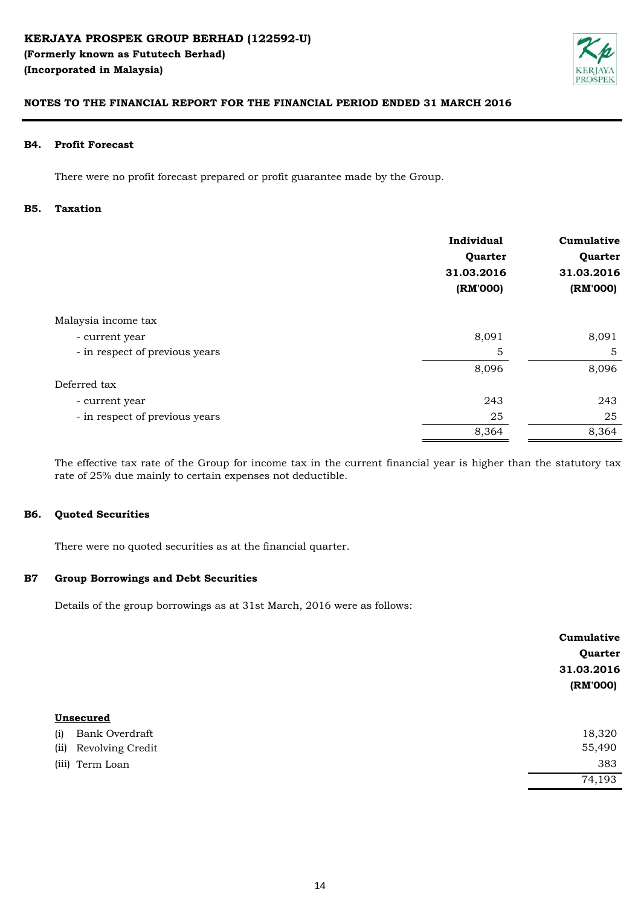**KERJAYA PROSPEK GROUP BERHAD (122592-U)**
**(Formerly known as Fututech Berhad)**
**(Incorporated in Malaysia)**

**NOTES TO THE FINANCIAL REPORT FOR THE FINANCIAL PERIOD ENDED 31 MARCH 2016**

### B4. Profit Forecast

There were no profit forecast prepared or profit guarantee made by the Group.

### B5. Taxation

| | Individual Quarter 31.03.2016 (RM'000) | Cumulative Quarter 31.03.2016 (RM'000) |
|---|---|---|
| Malaysia income tax | | |
| - current year | 8,091 | 8,091 |
| - in respect of previous years | 5 | 5 |
| | 8,096 | 8,096 |
| Deferred tax | | |
| - current year | 243 | 243 |
| - in respect of previous years | 25 | 25 |
| | 8,364 | 8,364 |

The effective tax rate of the Group for income tax in the current financial year is higher than the statutory tax rate of 25% due mainly to certain expenses not deductible.

### B6. Quoted Securities

There were no quoted securities as at the financial quarter.

### B7 Group Borrowings and Debt Securities

Details of the group borrowings as at 31st March, 2016 were as follows:

| | Cumulative Quarter 31.03.2016 (RM'000) |
|---|---|
| **Unsecured** | |
| (i) Bank Overdraft | 18,320 |
| (ii) Revolving Credit | 55,490 |
| (iii) Term Loan | 383 |
| | 74,193 |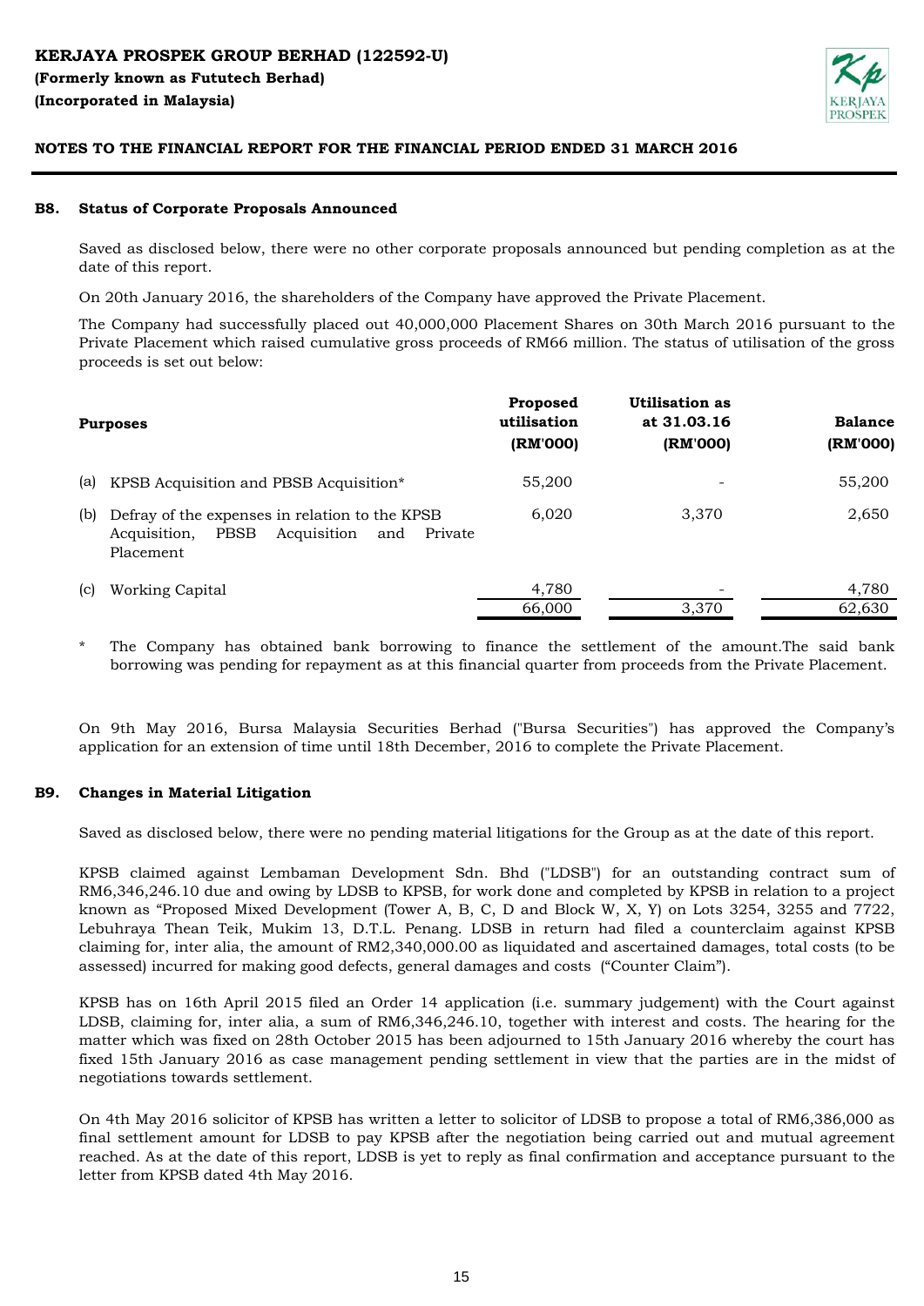## B8. Status of Corporate Proposals Announced

Saved as disclosed below, there were no other corporate proposals announced but pending completion as at the date of this report.

On 20th January 2016, the shareholders of the Company have approved the Private Placement.

The Company had successfully placed out 40,000,000 Placement Shares on 30th March 2016 pursuant to the Private Placement which raised cumulative gross proceeds of RM66 million. The status of utilisation of the gross proceeds is set out below:

| | Purposes | Proposed utilisation (RM'000) | Utilisation as at 31.03.16 (RM'000) | Balance (RM'000) |
|---|---|---|---|---|
| (a) | KPSB Acquisition and PBSB Acquisition* | 55,200 | - | 55,200 |
| (b) | Defray of the expenses in relation to the KPSB Acquisition, PBSB Acquisition and Private Placement | 6,020 | 3,370 | 2,650 |
| (c) | Working Capital | 4,780 | - | 4,780 |
| | | 66,000 | 3,370 | 62,630 |

\* The Company has obtained bank borrowing to finance the settlement of the amount.The said bank borrowing was pending for repayment as at this financial quarter from proceeds from the Private Placement.

On 9th May 2016, Bursa Malaysia Securities Berhad ("Bursa Securities") has approved the Company's application for an extension of time until 18th December, 2016 to complete the Private Placement.

## B9. Changes in Material Litigation

Saved as disclosed below, there were no pending material litigations for the Group as at the date of this report.

KPSB claimed against Lembaman Development Sdn. Bhd ("LDSB") for an outstanding contract sum of RM6,346,246.10 due and owing by LDSB to KPSB, for work done and completed by KPSB in relation to a project known as "Proposed Mixed Development (Tower A, B, C, D and Block W, X, Y) on Lots 3254, 3255 and 7722, Lebuhraya Thean Teik, Mukim 13, D.T.L. Penang. LDSB in return had filed a counterclaim against KPSB claiming for, inter alia, the amount of RM2,340,000.00 as liquidated and ascertained damages, total costs (to be assessed) incurred for making good defects, general damages and costs ("Counter Claim").

KPSB has on 16th April 2015 filed an Order 14 application (i.e. summary judgement) with the Court against LDSB, claiming for, inter alia, a sum of RM6,346,246.10, together with interest and costs. The hearing for the matter which was fixed on 28th October 2015 has been adjourned to 15th January 2016 whereby the court has fixed 15th January 2016 as case management pending settlement in view that the parties are in the midst of negotiations towards settlement.

On 4th May 2016 solicitor of KPSB has written a letter to solicitor of LDSB to propose a total of RM6,386,000 as final settlement amount for LDSB to pay KPSB after the negotiation being carried out and mutual agreement reached. As at the date of this report, LDSB is yet to reply as final confirmation and acceptance pursuant to the letter from KPSB dated 4th May 2016.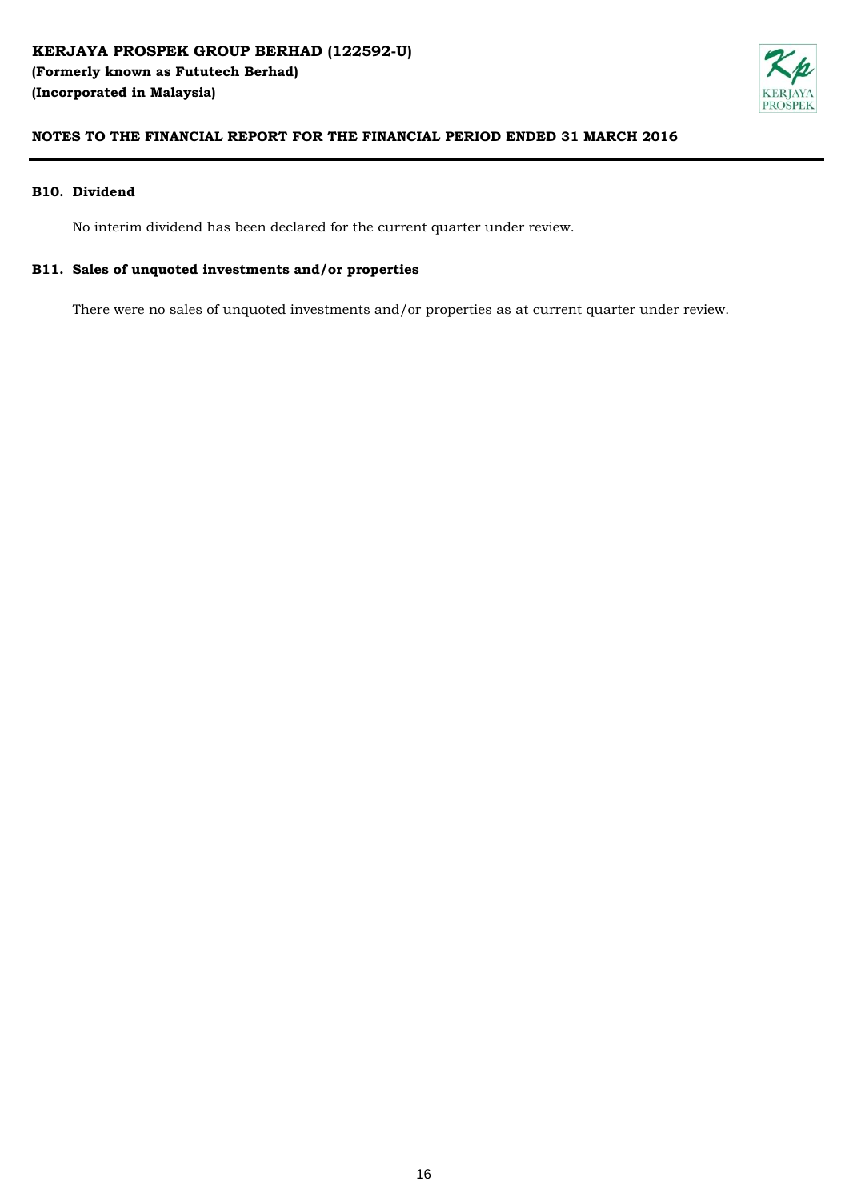### B10. Dividend

No interim dividend has been declared for the current quarter under review.

### B11. Sales of unquoted investments and/or properties

There were no sales of unquoted investments and/or properties as at current quarter under review.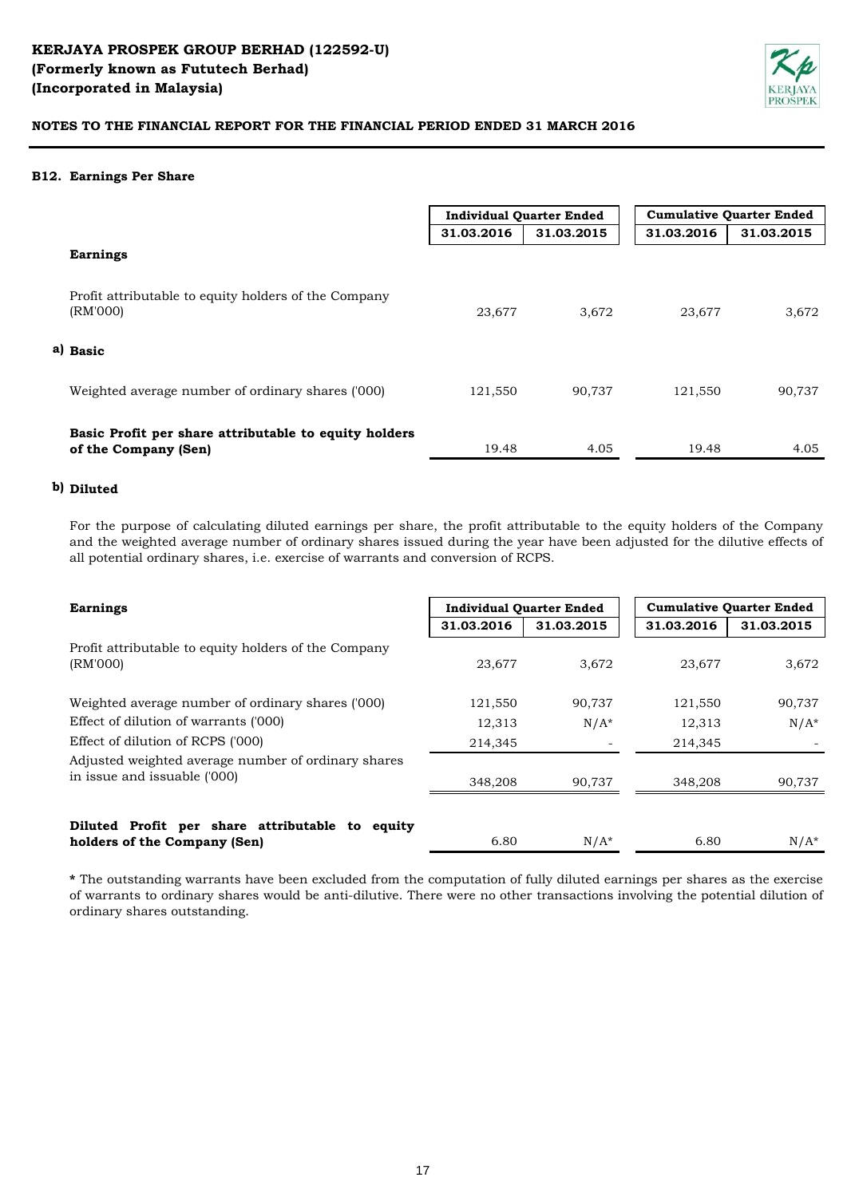**KERJAYA PROSPEK GROUP BERHAD (122592-U)**
**(Formerly known as Fututech Berhad)**
**(Incorporated in Malaysia)**

**NOTES TO THE FINANCIAL REPORT FOR THE FINANCIAL PERIOD ENDED 31 MARCH 2016**

### B12. Earnings Per Share

| | Individual Quarter Ended | | Cumulative Quarter Ended | |
|---|---|---|---|---|
| | 31.03.2016 | 31.03.2015 | 31.03.2016 | 31.03.2015 |
| **Earnings** | | | | |
| Profit attributable to equity holders of the Company (RM'000) | 23,677 | 3,672 | 23,677 | 3,672 |
| **a) Basic** | | | | |
| Weighted average number of ordinary shares ('000) | 121,550 | 90,737 | 121,550 | 90,737 |
| **Basic Profit per share attributable to equity holders of the Company (Sen)** | 19.48 | 4.05 | 19.48 | 4.05 |

**b) Diluted**

For the purpose of calculating diluted earnings per share, the profit attributable to the equity holders of the Company and the weighted average number of ordinary shares issued during the year have been adjusted for the dilutive effects of all potential ordinary shares, i.e. exercise of warrants and conversion of RCPS.

| **Earnings** | Individual Quarter Ended | | Cumulative Quarter Ended | |
|---|---|---|---|---|
| | 31.03.2016 | 31.03.2015 | 31.03.2016 | 31.03.2015 |
| Profit attributable to equity holders of the Company (RM'000) | 23,677 | 3,672 | 23,677 | 3,672 |
| Weighted average number of ordinary shares ('000) | 121,550 | 90,737 | 121,550 | 90,737 |
| Effect of dilution of warrants ('000) | 12,313 | N/A* | 12,313 | N/A* |
| Effect of dilution of RCPS ('000) | 214,345 | - | 214,345 | - |
| Adjusted weighted average number of ordinary shares in issue and issuable ('000) | 348,208 | 90,737 | 348,208 | 90,737 |
| **Diluted Profit per share attributable to equity holders of the Company (Sen)** | 6.80 | N/A* | 6.80 | N/A* |

**\*** The outstanding warrants have been excluded from the computation of fully diluted earnings per shares as the exercise of warrants to ordinary shares would be anti-dilutive. There were no other transactions involving the potential dilution of ordinary shares outstanding.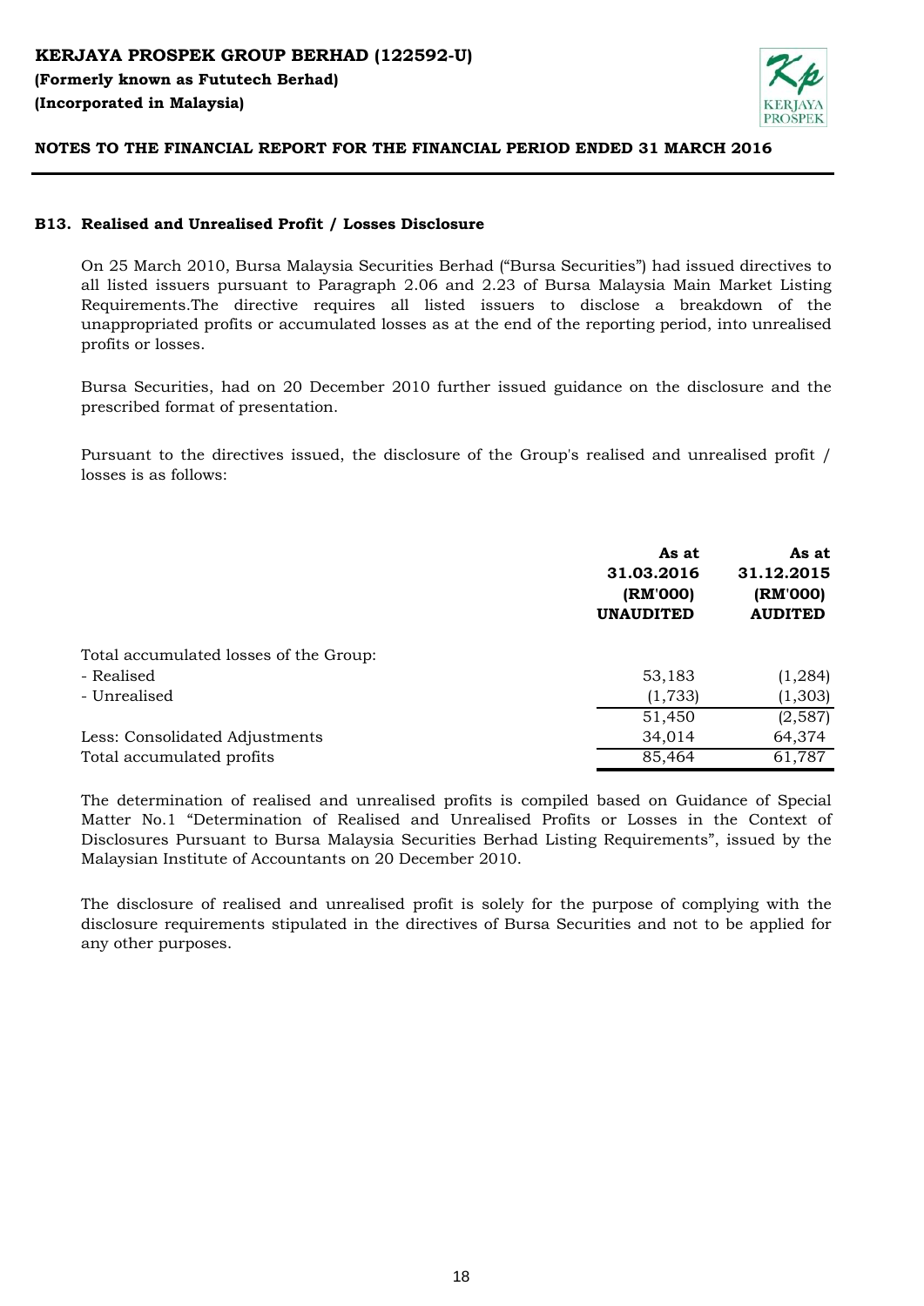### B13. Realised and Unrealised Profit / Losses Disclosure

On 25 March 2010, Bursa Malaysia Securities Berhad ("Bursa Securities") had issued directives to all listed issuers pursuant to Paragraph 2.06 and 2.23 of Bursa Malaysia Main Market Listing Requirements.The directive requires all listed issuers to disclose a breakdown of the unappropriated profits or accumulated losses as at the end of the reporting period, into unrealised profits or losses.

Bursa Securities, had on 20 December 2010 further issued guidance on the disclosure and the prescribed format of presentation.

Pursuant to the directives issued, the disclosure of the Group's realised and unrealised profit / losses is as follows:

| | As at 31.03.2016 (RM'000) UNAUDITED | As at 31.12.2015 (RM'000) AUDITED |
|---|---|---|
| Total accumulated losses of the Group: | | |
| - Realised | 53,183 | (1,284) |
| - Unrealised | (1,733) | (1,303) |
| | 51,450 | (2,587) |
| Less: Consolidated Adjustments | 34,014 | 64,374 |
| Total accumulated profits | 85,464 | 61,787 |

The determination of realised and unrealised profits is compiled based on Guidance of Special Matter No.1 "Determination of Realised and Unrealised Profits or Losses in the Context of Disclosures Pursuant to Bursa Malaysia Securities Berhad Listing Requirements", issued by the Malaysian Institute of Accountants on 20 December 2010.

The disclosure of realised and unrealised profit is solely for the purpose of complying with the disclosure requirements stipulated in the directives of Bursa Securities and not to be applied for any other purposes.